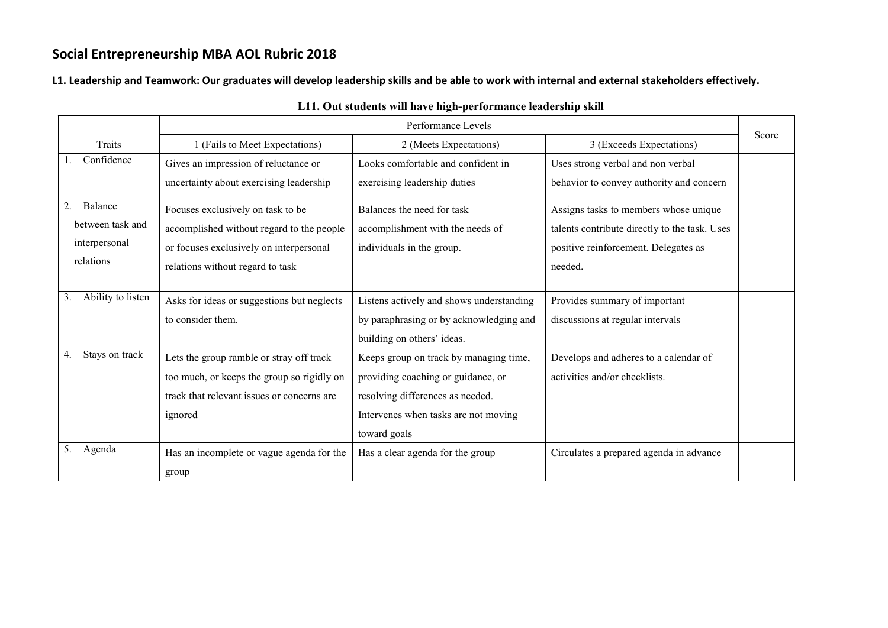# Social Entrepreneurship MBA AOL Rubric 2018

**L1. Leadership and Teamwork: Our graduates will develop leadership skills and be able to work with internal and external stakeholders effectively.**

**L11. Out students will have high-performance leadership skill**

| Traits | Performance Levels | | | Score |
|---|---|---|---|---|
| | 1 (Fails to Meet Expectations) | 2 (Meets Expectations) | 3 (Exceeds Expectations) | |
| 1. Confidence | Gives an impression of reluctance or uncertainty about exercising leadership | Looks comfortable and confident in exercising leadership duties | Uses strong verbal and non verbal behavior to convey authority and concern | |
| 2. Balance between task and interpersonal relations | Focuses exclusively on task to be accomplished without regard to the people or focuses exclusively on interpersonal relations without regard to task | Balances the need for task accomplishment with the needs of individuals in the group. | Assigns tasks to members whose unique talents contribute directly to the task. Uses positive reinforcement. Delegates as needed. | |
| 3. Ability to listen | Asks for ideas or suggestions but neglects to consider them. | Listens actively and shows understanding by paraphrasing or by acknowledging and building on others' ideas. | Provides summary of important discussions at regular intervals | |
| 4. Stays on track | Lets the group ramble or stray off track too much, or keeps the group so rigidly on track that relevant issues or concerns are ignored | Keeps group on track by managing time, providing coaching or guidance, or resolving differences as needed. Intervenes when tasks are not moving toward goals | Develops and adheres to a calendar of activities and/or checklists. | |
| 5. Agenda | Has an incomplete or vague agenda for the group | Has a clear agenda for the group | Circulates a prepared agenda in advance | |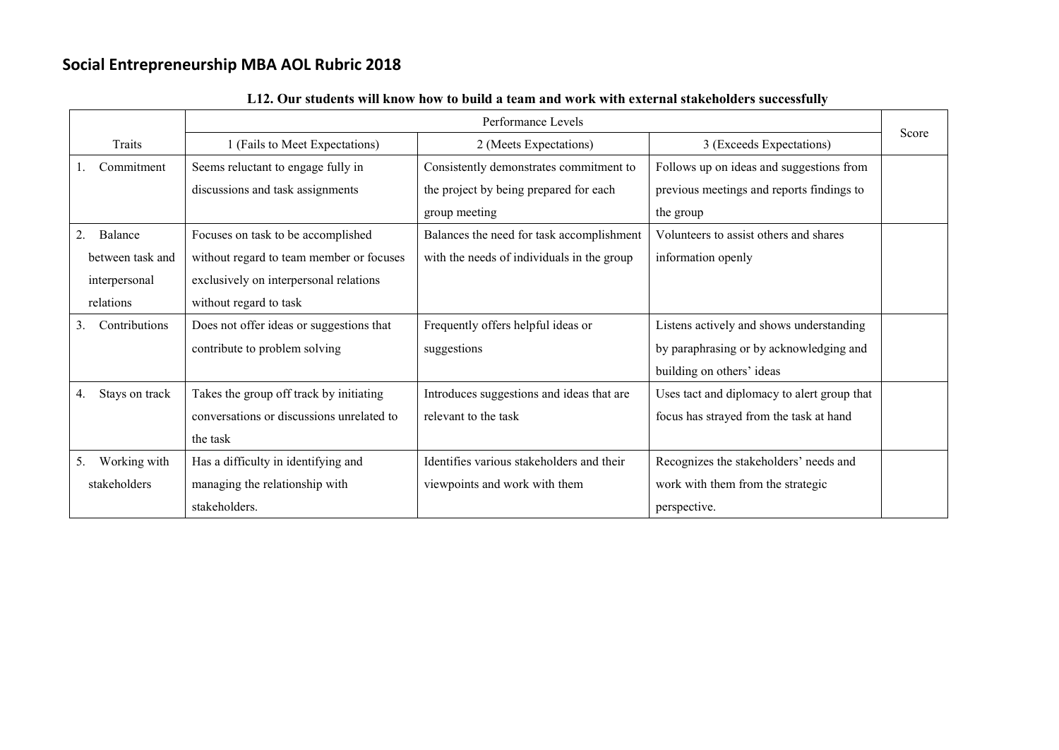## Social Entrepreneurship MBA AOL Rubric 2018

**L12. Our students will know how to build a team and work with external stakeholders successfully**

| | Performance Levels | | | Score |
|---|---|---|---|---|
| Traits | 1 (Fails to Meet Expectations) | 2 (Meets Expectations) | 3 (Exceeds Expectations) | |
| 1. Commitment | Seems reluctant to engage fully in discussions and task assignments | Consistently demonstrates commitment to the project by being prepared for each group meeting | Follows up on ideas and suggestions from previous meetings and reports findings to the group | |
| 2. Balance between task and interpersonal relations | Focuses on task to be accomplished without regard to team member or focuses exclusively on interpersonal relations without regard to task | Balances the need for task accomplishment with the needs of individuals in the group | Volunteers to assist others and shares information openly | |
| 3. Contributions | Does not offer ideas or suggestions that contribute to problem solving | Frequently offers helpful ideas or suggestions | Listens actively and shows understanding by paraphrasing or by acknowledging and building on others' ideas | |
| 4. Stays on track | Takes the group off track by initiating conversations or discussions unrelated to the task | Introduces suggestions and ideas that are relevant to the task | Uses tact and diplomacy to alert group that focus has strayed from the task at hand | |
| 5. Working with stakeholders | Has a difficulty in identifying and managing the relationship with stakeholders. | Identifies various stakeholders and their viewpoints and work with them | Recognizes the stakeholders' needs and work with them from the strategic perspective. | |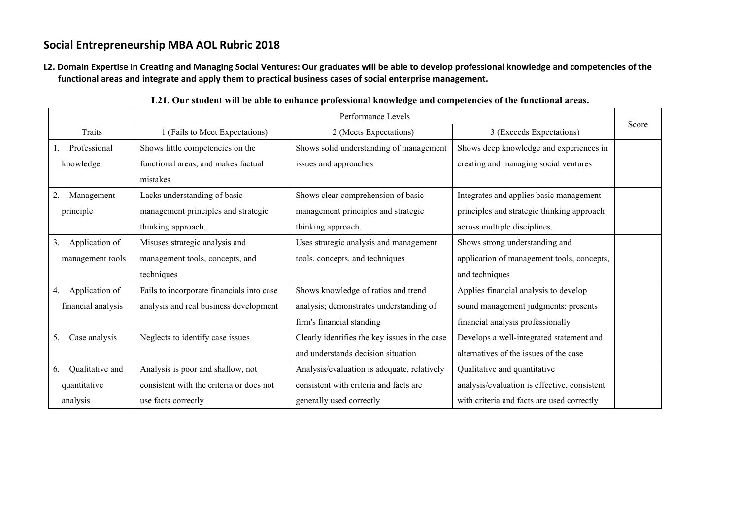## Social Entrepreneurship MBA AOL Rubric 2018

**L2. Domain Expertise in Creating and Managing Social Ventures: Our graduates will be able to develop professional knowledge and competencies of the functional areas and integrate and apply them to practical business cases of social enterprise management.**

**L21. Our student will be able to enhance professional knowledge and competencies of the functional areas.**

| Traits | Performance Levels | | | Score |
|---|---|---|---|---|
| | 1 (Fails to Meet Expectations) | 2 (Meets Expectations) | 3 (Exceeds Expectations) | |
| 1. Professional knowledge | Shows little competencies on the functional areas, and makes factual mistakes | Shows solid understanding of management issues and approaches | Shows deep knowledge and experiences in creating and managing social ventures | |
| 2. Management principle | Lacks understanding of basic management principles and strategic thinking approach.. | Shows clear comprehension of basic management principles and strategic thinking approach. | Integrates and applies basic management principles and strategic thinking approach across multiple disciplines. | |
| 3. Application of management tools | Misuses strategic analysis and management tools, concepts, and techniques | Uses strategic analysis and management tools, concepts, and techniques | Shows strong understanding and application of management tools, concepts, and techniques | |
| 4. Application of financial analysis | Fails to incorporate financials into case analysis and real business development | Shows knowledge of ratios and trend analysis; demonstrates understanding of firm's financial standing | Applies financial analysis to develop sound management judgments; presents financial analysis professionally | |
| 5. Case analysis | Neglects to identify case issues | Clearly identifies the key issues in the case and understands decision situation | Develops a well-integrated statement and alternatives of the issues of the case | |
| 6. Qualitative and quantitative analysis | Analysis is poor and shallow, not consistent with the criteria or does not use facts correctly | Analysis/evaluation is adequate, relatively consistent with criteria and facts are generally used correctly | Qualitative and quantitative analysis/evaluation is effective, consistent with criteria and facts are used correctly | |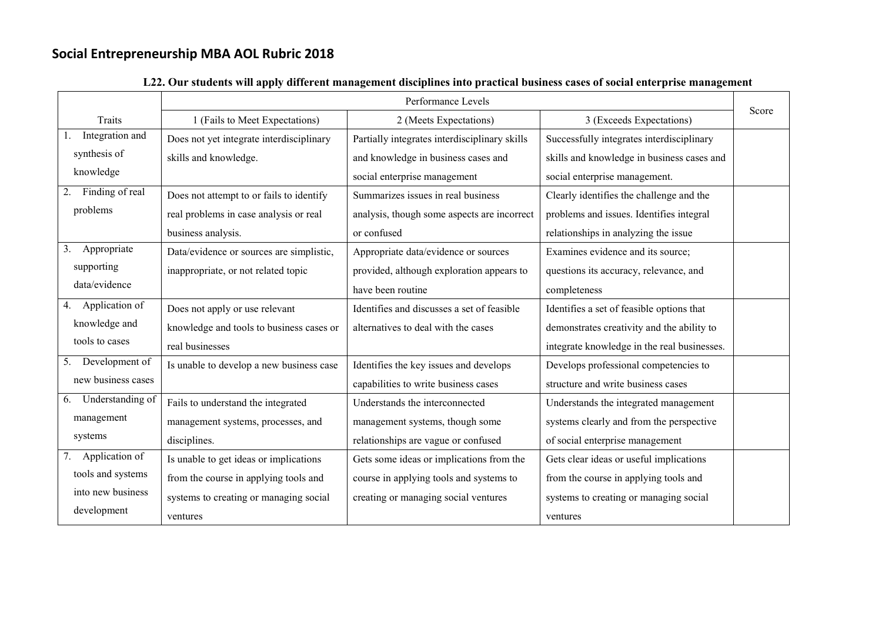## Social Entrepreneurship MBA AOL Rubric 2018

**L22. Our students will apply different management disciplines into practical business cases of social enterprise management**

| Traits | Performance Levels | | | Score |
|---|---|---|---|---|
| | 1 (Fails to Meet Expectations) | 2 (Meets Expectations) | 3 (Exceeds Expectations) | |
| 1. Integration and synthesis of knowledge | Does not yet integrate interdisciplinary skills and knowledge. | Partially integrates interdisciplinary skills and knowledge in business cases and social enterprise management | Successfully integrates interdisciplinary skills and knowledge in business cases and social enterprise management. | |
| 2. Finding of real problems | Does not attempt to or fails to identify real problems in case analysis or real business analysis. | Summarizes issues in real business analysis, though some aspects are incorrect or confused | Clearly identifies the challenge and the problems and issues. Identifies integral relationships in analyzing the issue | |
| 3. Appropriate supporting data/evidence | Data/evidence or sources are simplistic, inappropriate, or not related topic | Appropriate data/evidence or sources provided, although exploration appears to have been routine | Examines evidence and its source; questions its accuracy, relevance, and completeness | |
| 4. Application of knowledge and tools to cases | Does not apply or use relevant knowledge and tools to business cases or real businesses | Identifies and discusses a set of feasible alternatives to deal with the cases | Identifies a set of feasible options that demonstrates creativity and the ability to integrate knowledge in the real businesses. | |
| 5. Development of new business cases | Is unable to develop a new business case | Identifies the key issues and develops capabilities to write business cases | Develops professional competencies to structure and write business cases | |
| 6. Understanding of management systems | Fails to understand the integrated management systems, processes, and disciplines. | Understands the interconnected management systems, though some relationships are vague or confused | Understands the integrated management systems clearly and from the perspective of social enterprise management | |
| 7. Application of tools and systems into new business development | Is unable to get ideas or implications from the course in applying tools and systems to creating or managing social ventures | Gets some ideas or implications from the course in applying tools and systems to creating or managing social ventures | Gets clear ideas or useful implications from the course in applying tools and systems to creating or managing social ventures | |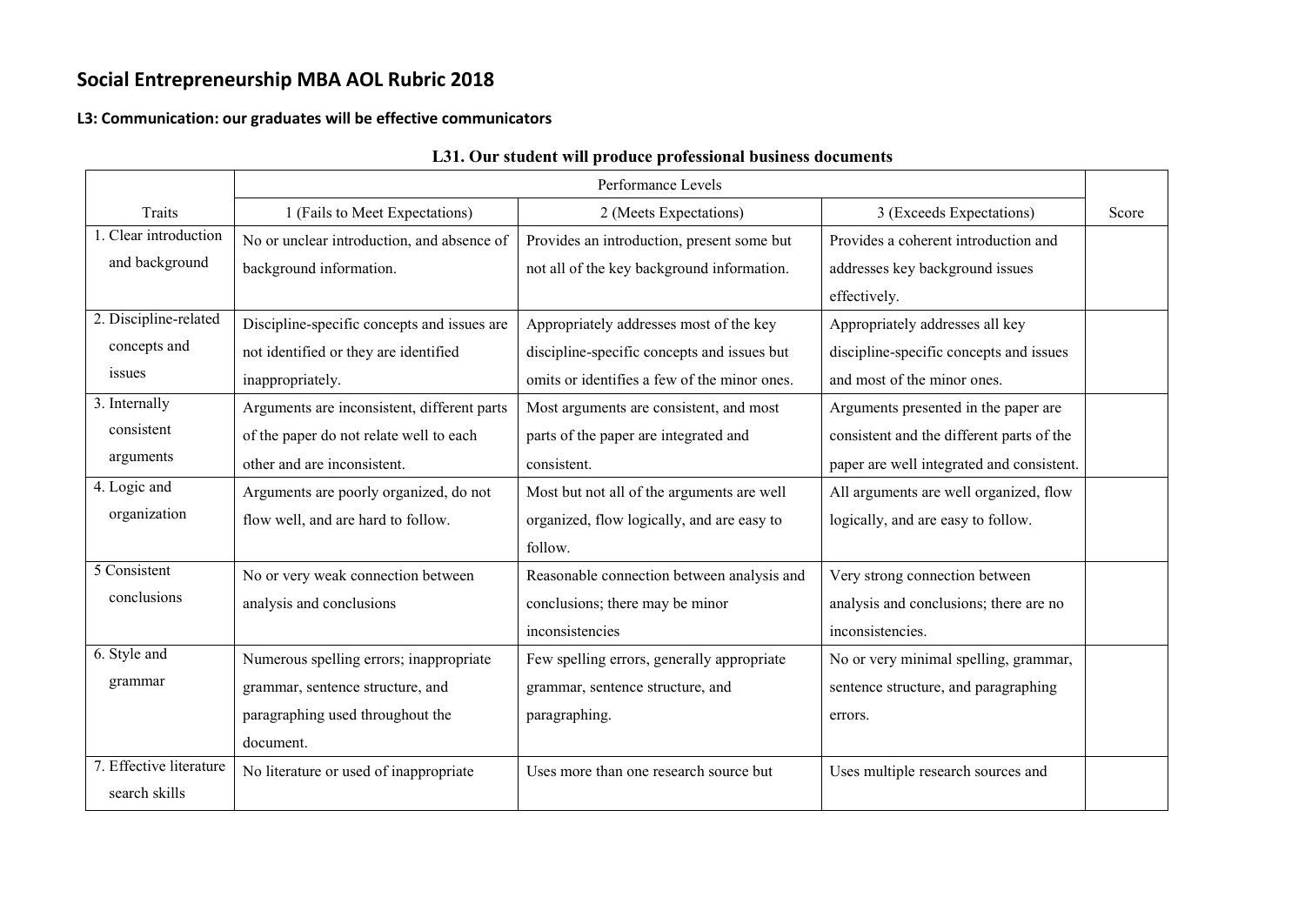# Social Entrepreneurship MBA AOL Rubric 2018

## L3: Communication: our graduates will be effective communicators

### L31. Our student will produce professional business documents

| Traits | Performance Levels | | | Score |
|---|---|---|---|---|
| | 1 (Fails to Meet Expectations) | 2 (Meets Expectations) | 3 (Exceeds Expectations) | |
| 1. Clear introduction and background | No or unclear introduction, and absence of background information. | Provides an introduction, present some but not all of the key background information. | Provides a coherent introduction and addresses key background issues effectively. | |
| 2. Discipline-related concepts and issues | Discipline-specific concepts and issues are not identified or they are identified inappropriately. | Appropriately addresses most of the key discipline-specific concepts and issues but omits or identifies a few of the minor ones. | Appropriately addresses all key discipline-specific concepts and issues and most of the minor ones. | |
| 3. Internally consistent arguments | Arguments are inconsistent, different parts of the paper do not relate well to each other and are inconsistent. | Most arguments are consistent, and most parts of the paper are integrated and consistent. | Arguments presented in the paper are consistent and the different parts of the paper are well integrated and consistent. | |
| 4. Logic and organization | Arguments are poorly organized, do not flow well, and are hard to follow. | Most but not all of the arguments are well organized, flow logically, and are easy to follow. | All arguments are well organized, flow logically, and are easy to follow. | |
| 5 Consistent conclusions | No or very weak connection between analysis and conclusions | Reasonable connection between analysis and conclusions; there may be minor inconsistencies | Very strong connection between analysis and conclusions; there are no inconsistencies. | |
| 6. Style and grammar | Numerous spelling errors; inappropriate grammar, sentence structure, and paragraphing used throughout the document. | Few spelling errors, generally appropriate grammar, sentence structure, and paragraphing. | No or very minimal spelling, grammar, sentence structure, and paragraphing errors. | |
| 7. Effective literature search skills | No literature or used of inappropriate | Uses more than one research source but | Uses multiple research sources and | |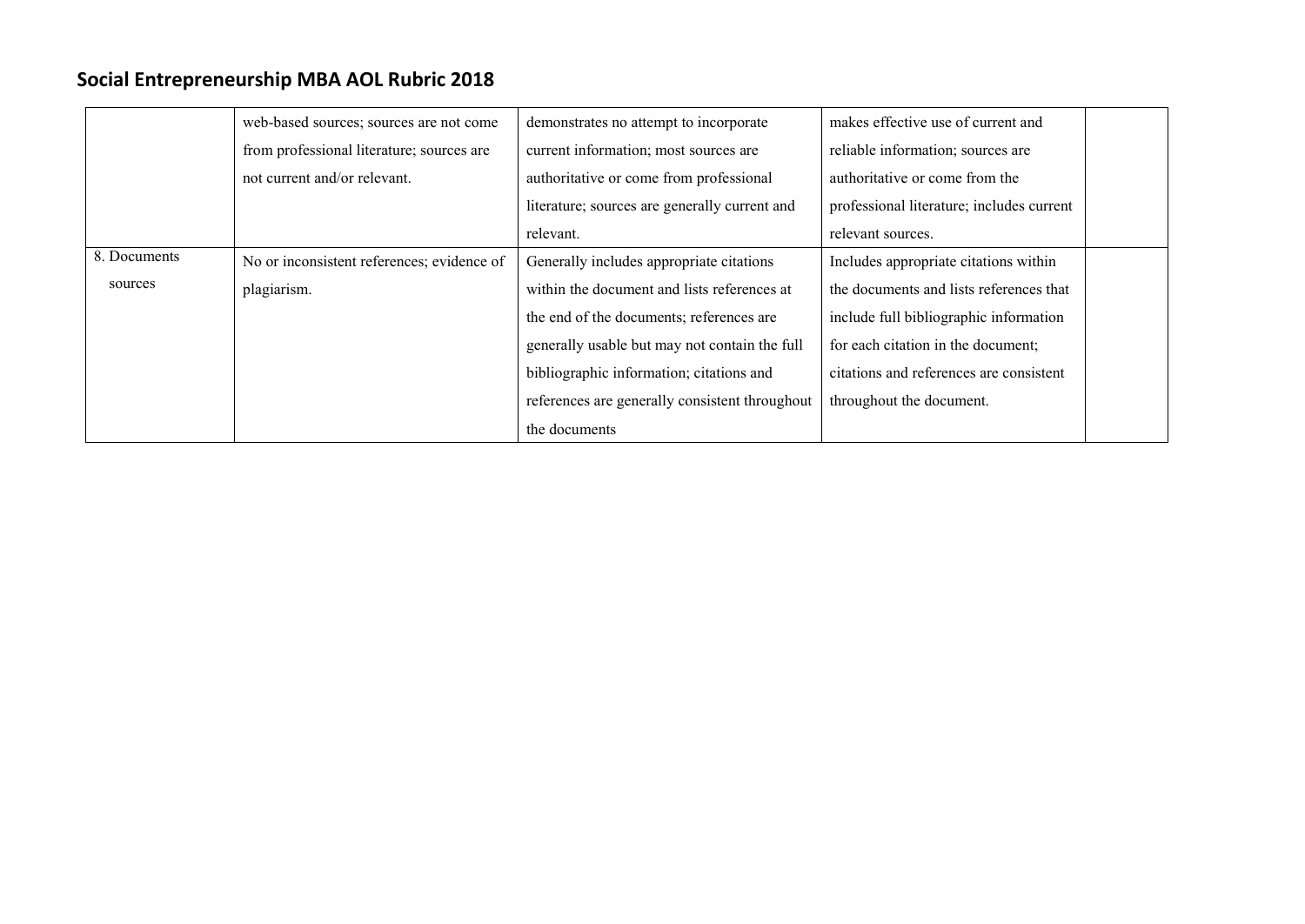## Social Entrepreneurship MBA AOL Rubric 2018

| | | | | |
|---|---|---|---|---|
| | web-based sources; sources are not come from professional literature; sources are not current and/or relevant. | demonstrates no attempt to incorporate current information; most sources are authoritative or come from professional literature; sources are generally current and relevant. | makes effective use of current and reliable information; sources are authoritative or come from the professional literature; includes current relevant sources. | |
| 8. Documents sources | No or inconsistent references; evidence of plagiarism. | Generally includes appropriate citations within the document and lists references at the end of the documents; references are generally usable but may not contain the full bibliographic information; citations and references are generally consistent throughout the documents | Includes appropriate citations within the documents and lists references that include full bibliographic information for each citation in the document; citations and references are consistent throughout the document. | |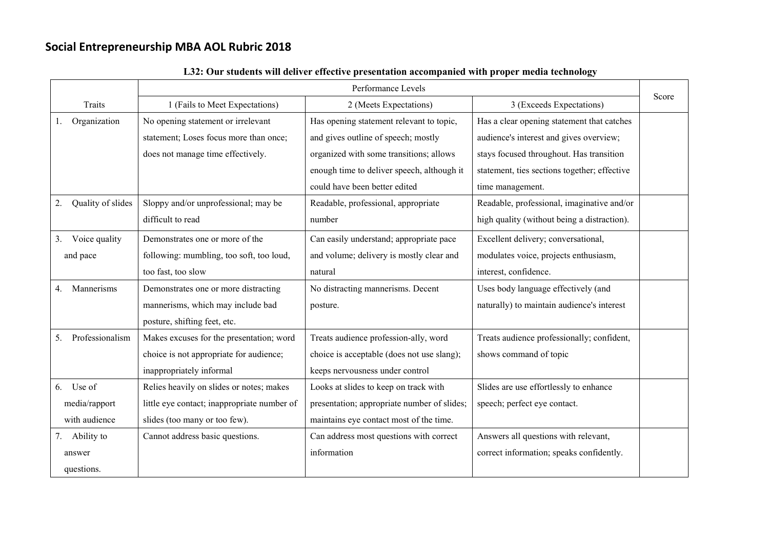# Social Entrepreneurship MBA AOL Rubric 2018

**L32: Our students will deliver effective presentation accompanied with proper media technology**

| | Performance Levels | | | Score |
|---|---|---|---|---|
| Traits | 1 (Fails to Meet Expectations) | 2 (Meets Expectations) | 3 (Exceeds Expectations) | |
| 1. Organization | No opening statement or irrelevant statement; Loses focus more than once; does not manage time effectively. | Has opening statement relevant to topic, and gives outline of speech; mostly organized with some transitions; allows enough time to deliver speech, although it could have been better edited | Has a clear opening statement that catches audience's interest and gives overview; stays focused throughout. Has transition statement, ties sections together; effective time management. | |
| 2. Quality of slides | Sloppy and/or unprofessional; may be difficult to read | Readable, professional, appropriate number | Readable, professional, imaginative and/or high quality (without being a distraction). | |
| 3. Voice quality and pace | Demonstrates one or more of the following: mumbling, too soft, too loud, too fast, too slow | Can easily understand; appropriate pace and volume; delivery is mostly clear and natural | Excellent delivery; conversational, modulates voice, projects enthusiasm, interest, confidence. | |
| 4. Mannerisms | Demonstrates one or more distracting mannerisms, which may include bad posture, shifting feet, etc. | No distracting mannerisms. Decent posture. | Uses body language effectively (and naturally) to maintain audience's interest | |
| 5. Professionalism | Makes excuses for the presentation; word choice is not appropriate for audience; inappropriately informal | Treats audience profession-ally, word choice is acceptable (does not use slang); keeps nervousness under control | Treats audience professionally; confident, shows command of topic | |
| 6. Use of media/rapport with audience | Relies heavily on slides or notes; makes little eye contact; inappropriate number of slides (too many or too few). | Looks at slides to keep on track with presentation; appropriate number of slides; maintains eye contact most of the time. | Slides are use effortlessly to enhance speech; perfect eye contact. | |
| 7. Ability to answer questions. | Cannot address basic questions. | Can address most questions with correct information | Answers all questions with relevant, correct information; speaks confidently. | |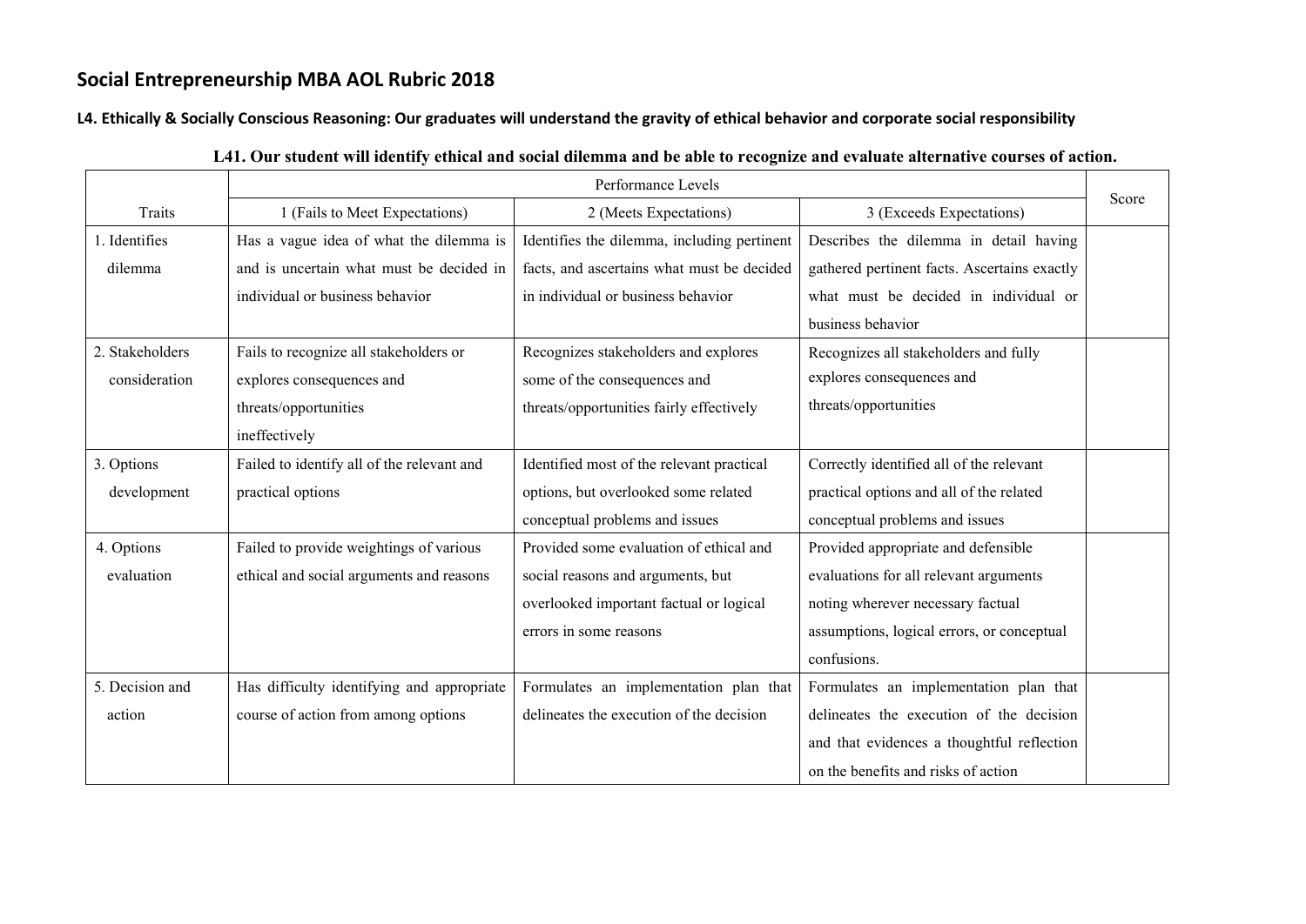## Social Entrepreneurship MBA AOL Rubric 2018

**L4. Ethically & Socially Conscious Reasoning: Our graduates will understand the gravity of ethical behavior and corporate social responsibility**

**L41. Our student will identify ethical and social dilemma and be able to recognize and evaluate alternative courses of action.**

| | Performance Levels | | | Score |
|---|---|---|---|---|
| Traits | 1 (Fails to Meet Expectations) | 2 (Meets Expectations) | 3 (Exceeds Expectations) | |
| 1. Identifies dilemma | Has a vague idea of what the dilemma is and is uncertain what must be decided in individual or business behavior | Identifies the dilemma, including pertinent facts, and ascertains what must be decided in individual or business behavior | Describes the dilemma in detail having gathered pertinent facts. Ascertains exactly what must be decided in individual or business behavior | |
| 2. Stakeholders consideration | Fails to recognize all stakeholders or explores consequences and threats/opportunities ineffectively | Recognizes stakeholders and explores some of the consequences and threats/opportunities fairly effectively | Recognizes all stakeholders and fully explores consequences and threats/opportunities | |
| 3. Options development | Failed to identify all of the relevant and practical options | Identified most of the relevant practical options, but overlooked some related conceptual problems and issues | Correctly identified all of the relevant practical options and all of the related conceptual problems and issues | |
| 4. Options evaluation | Failed to provide weightings of various ethical and social arguments and reasons | Provided some evaluation of ethical and social reasons and arguments, but overlooked important factual or logical errors in some reasons | Provided appropriate and defensible evaluations for all relevant arguments noting wherever necessary factual assumptions, logical errors, or conceptual confusions. | |
| 5. Decision and action | Has difficulty identifying and appropriate course of action from among options | Formulates an implementation plan that delineates the execution of the decision | Formulates an implementation plan that delineates the execution of the decision and that evidences a thoughtful reflection on the benefits and risks of action | |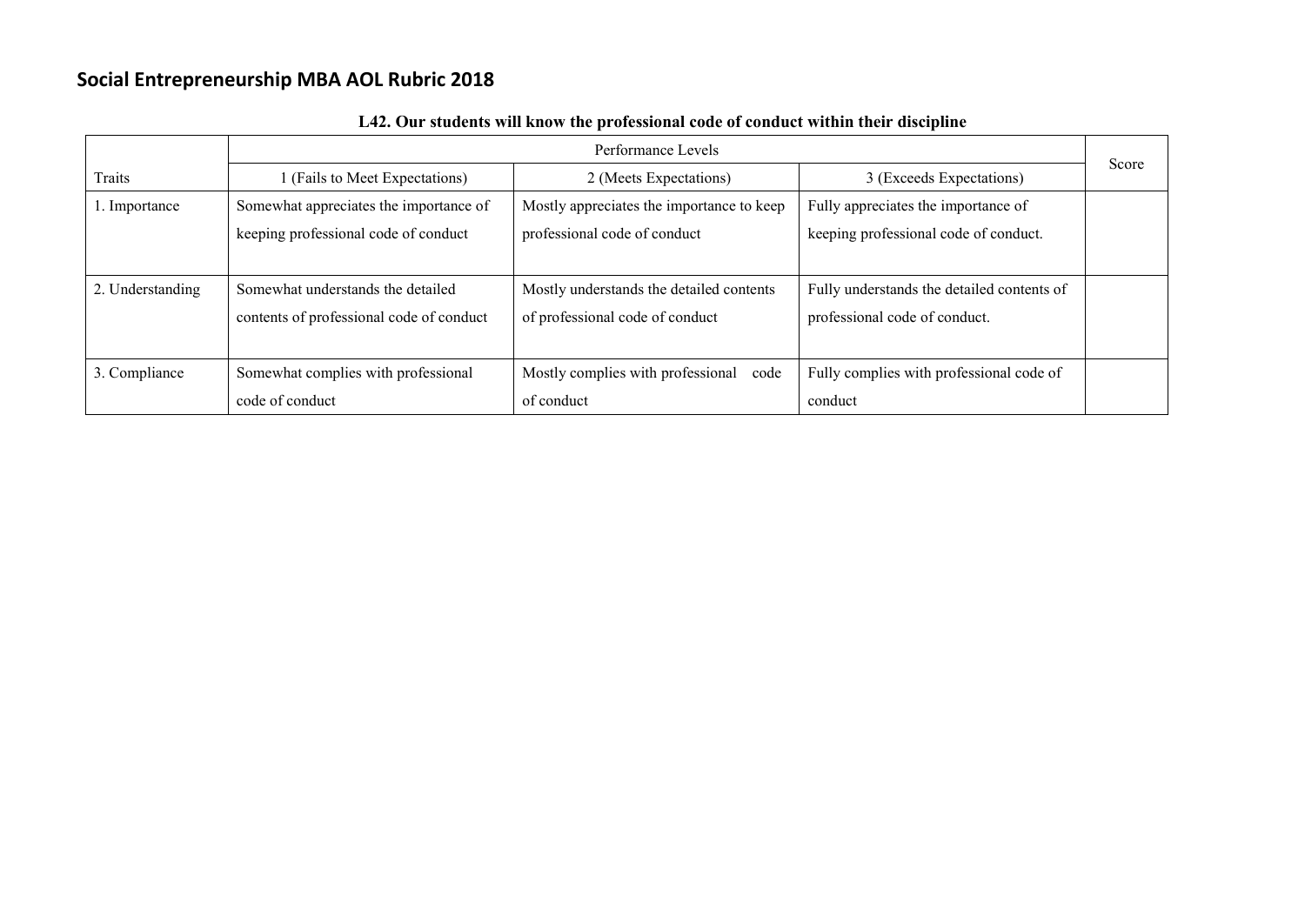## Social Entrepreneurship MBA AOL Rubric 2018

**L42. Our students will know the professional code of conduct within their discipline**

| Traits | Performance Levels | | | Score |
|---|---|---|---|---|
| | 1 (Fails to Meet Expectations) | 2 (Meets Expectations) | 3 (Exceeds Expectations) | |
| 1. Importance | Somewhat appreciates the importance of keeping professional code of conduct | Mostly appreciates the importance to keep professional code of conduct | Fully appreciates the importance of keeping professional code of conduct. | |
| 2. Understanding | Somewhat understands the detailed contents of professional code of conduct | Mostly understands the detailed contents of professional code of conduct | Fully understands the detailed contents of professional code of conduct. | |
| 3. Compliance | Somewhat complies with professional code of conduct | Mostly complies with professional code of conduct | Fully complies with professional code of conduct | |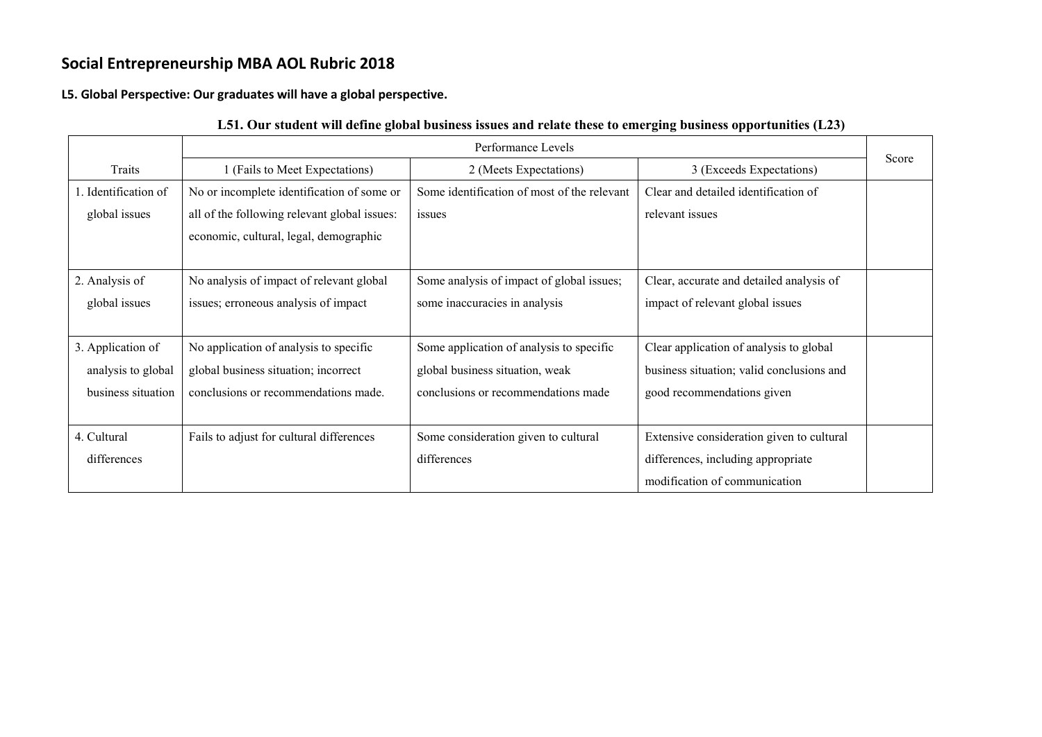# Social Entrepreneurship MBA AOL Rubric 2018

**L5. Global Perspective: Our graduates will have a global perspective.**

**L51. Our student will define global business issues and relate these to emerging business opportunities (L23)**

| | Performance Levels | | | Score |
|---|---|---|---|---|
| Traits | 1 (Fails to Meet Expectations) | 2 (Meets Expectations) | 3 (Exceeds Expectations) | |
| 1. Identification of global issues | No or incomplete identification of some or all of the following relevant global issues: economic, cultural, legal, demographic | Some identification of most of the relevant issues | Clear and detailed identification of relevant issues | |
| 2. Analysis of global issues | No analysis of impact of relevant global issues; erroneous analysis of impact | Some analysis of impact of global issues; some inaccuracies in analysis | Clear, accurate and detailed analysis of impact of relevant global issues | |
| 3. Application of analysis to global business situation | No application of analysis to specific global business situation; incorrect conclusions or recommendations made. | Some application of analysis to specific global business situation, weak conclusions or recommendations made | Clear application of analysis to global business situation; valid conclusions and good recommendations given | |
| 4. Cultural differences | Fails to adjust for cultural differences | Some consideration given to cultural differences | Extensive consideration given to cultural differences, including appropriate modification of communication | |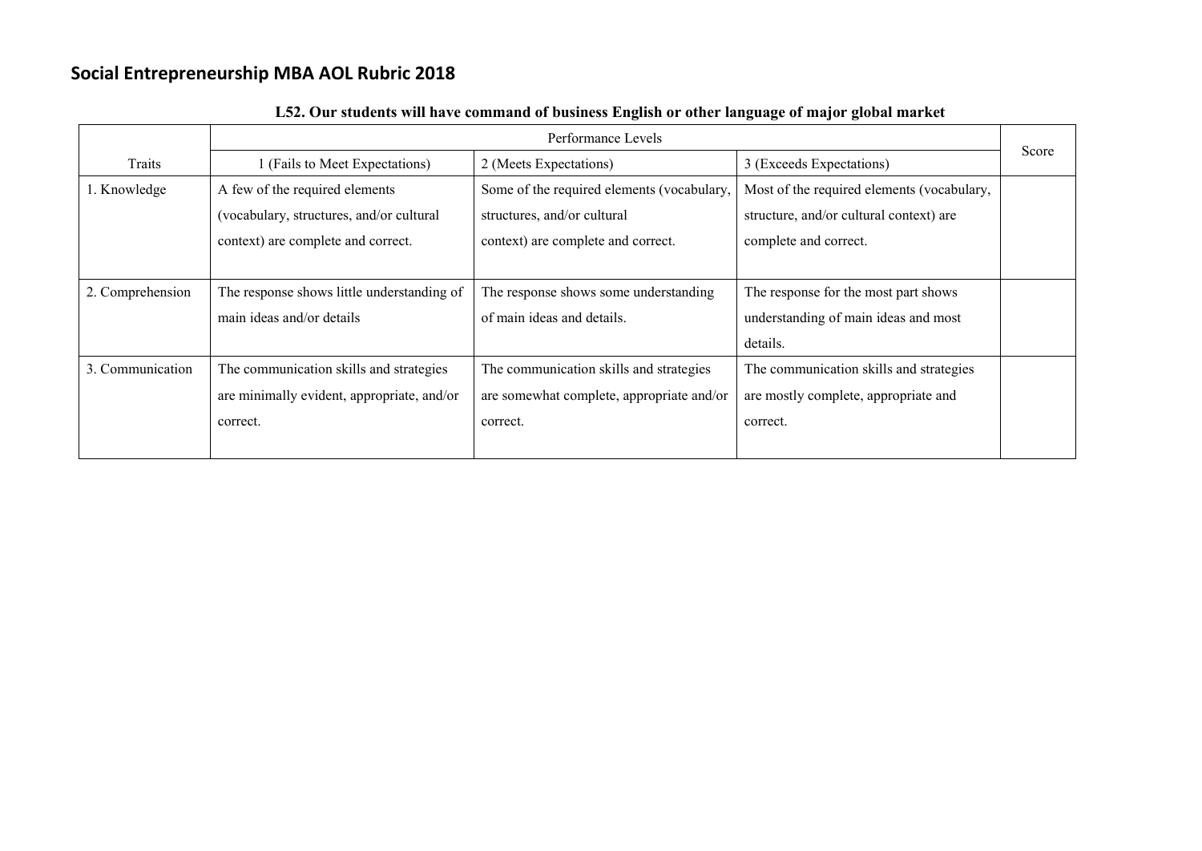# Social Entrepreneurship MBA AOL Rubric 2018

**L52. Our students will have command of business English or other language of major global market**

| | Performance Levels | | | Score |
|---|---|---|---|---|
| Traits | 1 (Fails to Meet Expectations) | 2 (Meets Expectations) | 3 (Exceeds Expectations) | |
| 1. Knowledge | A few of the required elements (vocabulary, structures, and/or cultural context) are complete and correct. | Some of the required elements (vocabulary, structures, and/or cultural context) are complete and correct. | Most of the required elements (vocabulary, structure, and/or cultural context) are complete and correct. | |
| 2. Comprehension | The response shows little understanding of main ideas and/or details | The response shows some understanding of main ideas and details. | The response for the most part shows understanding of main ideas and most details. | |
| 3. Communication | The communication skills and strategies are minimally evident, appropriate, and/or correct. | The communication skills and strategies are somewhat complete, appropriate and/or correct. | The communication skills and strategies are mostly complete, appropriate and correct. | |